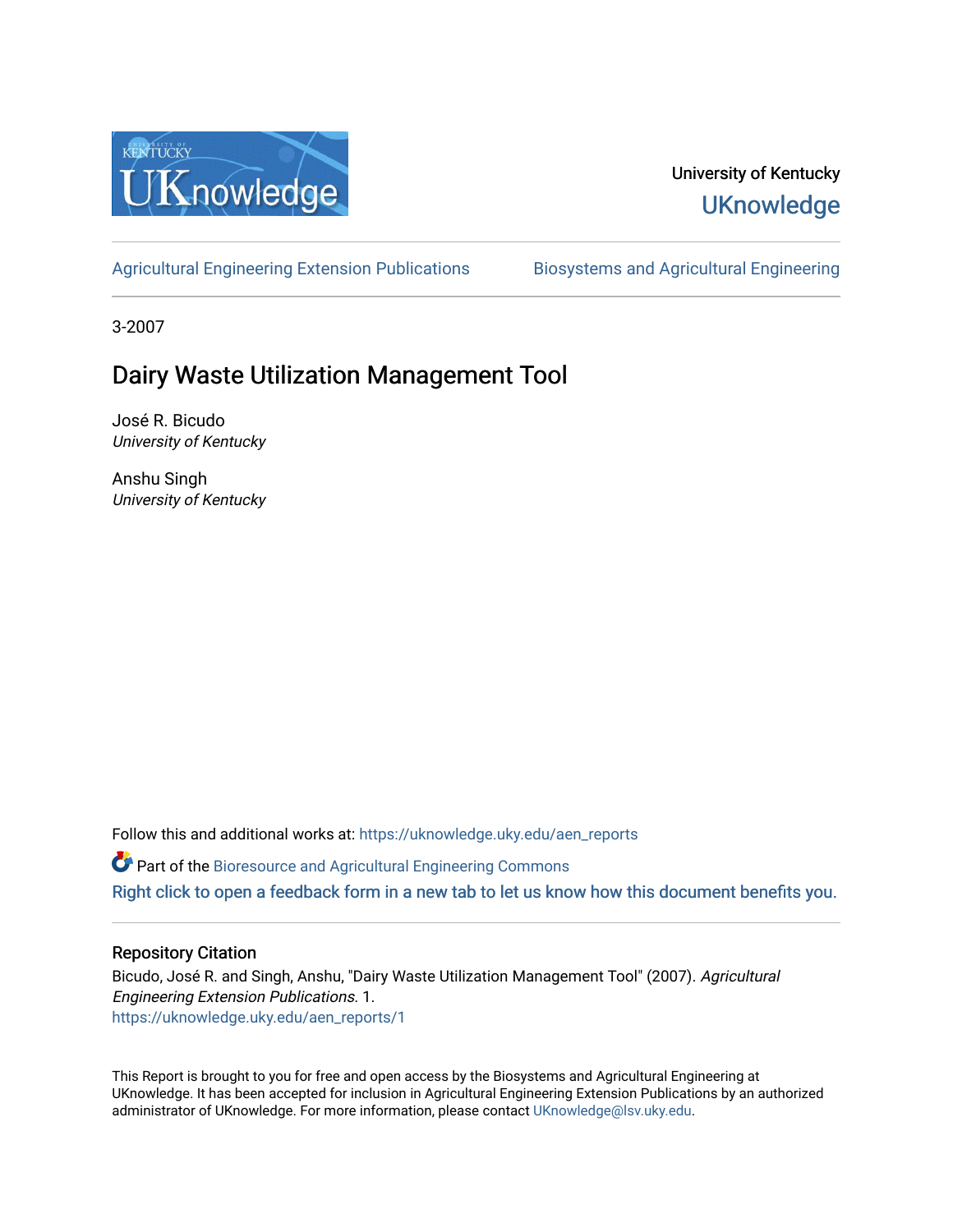University of Kentucky

UKnowledge

Agricultural Engineering Extension Publications

Biosystems and Agricultural Engineering

3-2007

# Dairy Waste Utilization Management Tool

José R. Bicudo
*University of Kentucky*

Anshu Singh
*University of Kentucky*

Follow this and additional works at: https://uknowledge.uky.edu/aen_reports

Part of the Bioresource and Agricultural Engineering Commons

Right click to open a feedback form in a new tab to let us know how this document benefits you.

## Repository Citation

Bicudo, José R. and Singh, Anshu, "Dairy Waste Utilization Management Tool" (2007). *Agricultural Engineering Extension Publications*. 1.
https://uknowledge.uky.edu/aen_reports/1

This Report is brought to you for free and open access by the Biosystems and Agricultural Engineering at UKnowledge. It has been accepted for inclusion in Agricultural Engineering Extension Publications by an authorized administrator of UKnowledge. For more information, please contact UKnowledge@lsv.uky.edu.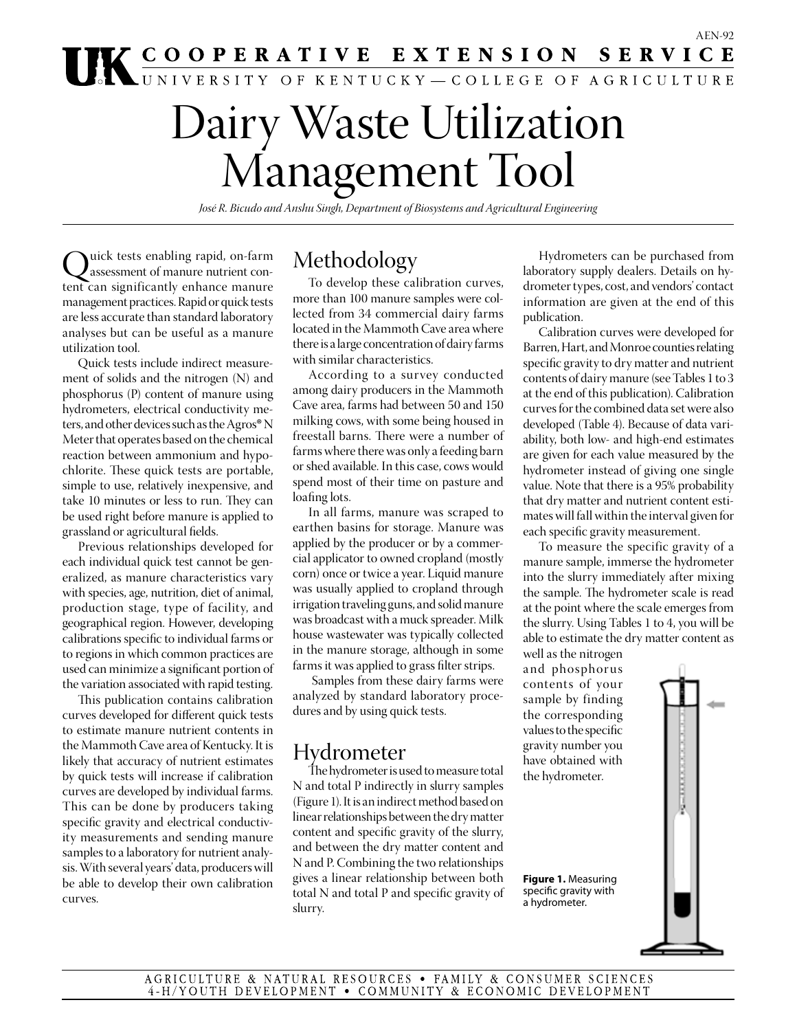# Dairy Waste Utilization Management Tool

*José R. Bicudo and Anshu Singh, Department of Biosystems and Agricultural Engineering*

Quick tests enabling rapid, on-farm assessment of manure nutrient content can significantly enhance manure management practices. Rapid or quick tests are less accurate than standard laboratory analyses but can be useful as a manure utilization tool.

Quick tests include indirect measurement of solids and the nitrogen (N) and phosphorus (P) content of manure using hydrometers, electrical conductivity meters, and other devices such as the Agros® N Meter that operates based on the chemical reaction between ammonium and hypochlorite. These quick tests are portable, simple to use, relatively inexpensive, and take 10 minutes or less to run. They can be used right before manure is applied to grassland or agricultural fields.

Previous relationships developed for each individual quick test cannot be generalized, as manure characteristics vary with species, age, nutrition, diet of animal, production stage, type of facility, and geographical region. However, developing calibrations specific to individual farms or to regions in which common practices are used can minimize a significant portion of the variation associated with rapid testing.

This publication contains calibration curves developed for different quick tests to estimate manure nutrient contents in the Mammoth Cave area of Kentucky. It is likely that accuracy of nutrient estimates by quick tests will increase if calibration curves are developed by individual farms. This can be done by producers taking specific gravity and electrical conductivity measurements and sending manure samples to a laboratory for nutrient analysis. With several years' data, producers will be able to develop their own calibration curves.

## Methodology

To develop these calibration curves, more than 100 manure samples were collected from 34 commercial dairy farms located in the Mammoth Cave area where there is a large concentration of dairy farms with similar characteristics.

According to a survey conducted among dairy producers in the Mammoth Cave area, farms had between 50 and 150 milking cows, with some being housed in freestall barns. There were a number of farms where there was only a feeding barn or shed available. In this case, cows would spend most of their time on pasture and loafing lots.

In all farms, manure was scraped to earthen basins for storage. Manure was applied by the producer or by a commercial applicator to owned cropland (mostly corn) once or twice a year. Liquid manure was usually applied to cropland through irrigation traveling guns, and solid manure was broadcast with a muck spreader. Milk house wastewater was typically collected in the manure storage, although in some farms it was applied to grass filter strips.

Samples from these dairy farms were analyzed by standard laboratory procedures and by using quick tests.

## Hydrometer

The hydrometer is used to measure total N and total P indirectly in slurry samples (Figure 1). It is an indirect method based on linear relationships between the dry matter content and specific gravity of the slurry, and between the dry matter content and N and P. Combining the two relationships gives a linear relationship between both total N and total P and specific gravity of slurry.

Hydrometers can be purchased from laboratory supply dealers. Details on hydrometer types, cost, and vendors' contact information are given at the end of this publication.

Calibration curves were developed for Barren, Hart, and Monroe counties relating specific gravity to dry matter and nutrient contents of dairy manure (see Tables 1 to 3 at the end of this publication). Calibration curves for the combined data set were also developed (Table 4). Because of data variability, both low- and high-end estimates are given for each value measured by the hydrometer instead of giving one single value. Note that there is a 95% probability that dry matter and nutrient content estimates will fall within the interval given for each specific gravity measurement.

To measure the specific gravity of a manure sample, immerse the hydrometer into the slurry immediately after mixing the sample. The hydrometer scale is read at the point where the scale emerges from the slurry. Using Tables 1 to 4, you will be able to estimate the dry matter content as well as the nitrogen and phosphorus contents of your sample by finding the corresponding values to the specific gravity number you have obtained with the hydrometer.

**Figure 1.** Measuring specific gravity with a hydrometer.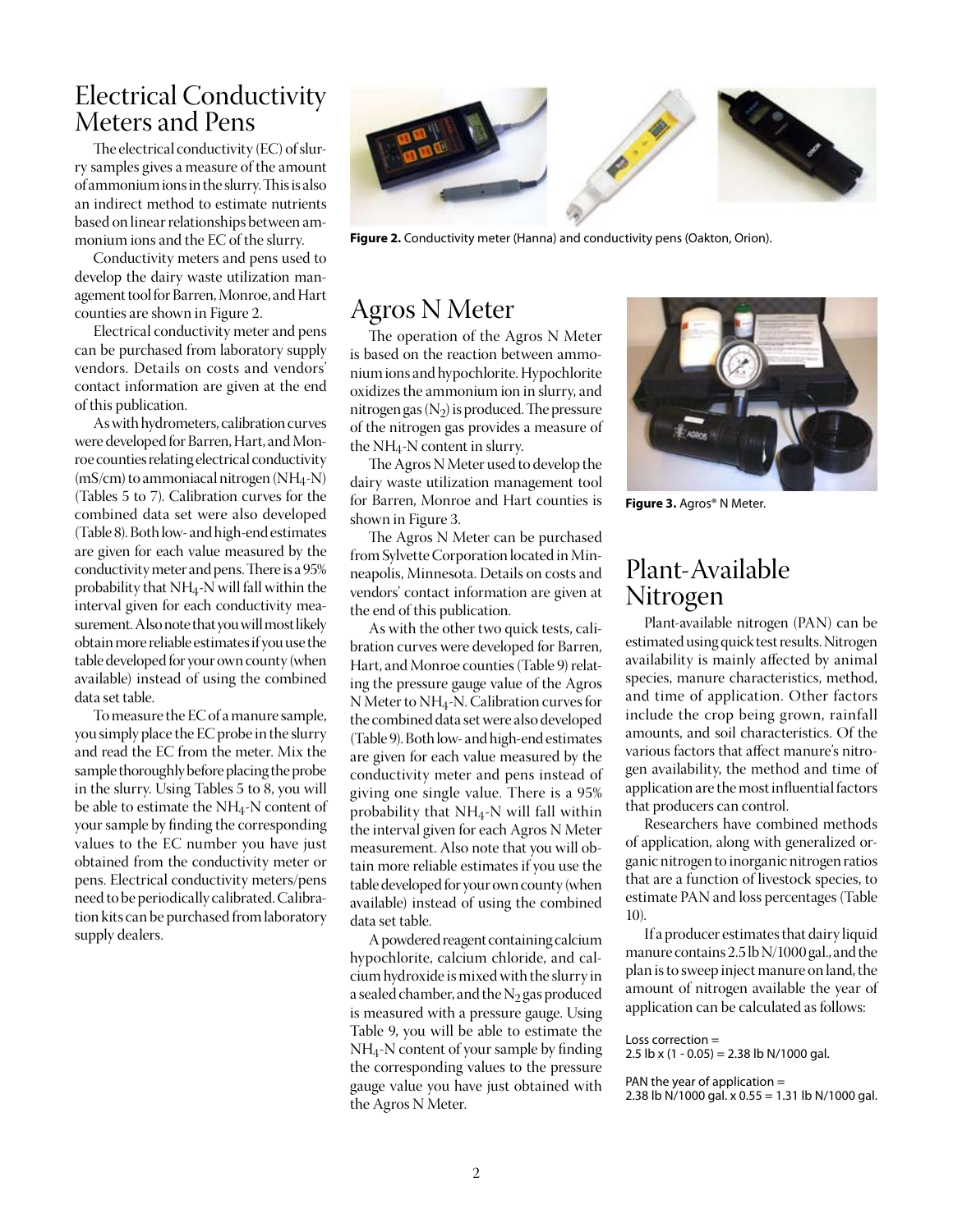## Electrical Conductivity Meters and Pens

The electrical conductivity (EC) of slurry samples gives a measure of the amount of ammonium ions in the slurry. This is also an indirect method to estimate nutrients based on linear relationships between ammonium ions and the EC of the slurry.

Conductivity meters and pens used to develop the dairy waste utilization management tool for Barren, Monroe, and Hart counties are shown in Figure 2.

Electrical conductivity meter and pens can be purchased from laboratory supply vendors. Details on costs and vendors' contact information are given at the end of this publication.

As with hydrometers, calibration curves were developed for Barren, Hart, and Monroe counties relating electrical conductivity (mS/cm) to ammoniacal nitrogen ($NH_4$-N) (Tables 5 to 7). Calibration curves for the combined data set were also developed (Table 8). Both low- and high-end estimates are given for each value measured by the conductivity meter and pens. There is a 95% probability that $NH_4$-N will fall within the interval given for each conductivity measurement. Also note that you will most likely obtain more reliable estimates if you use the table developed for your own county (when available) instead of using the combined data set table.

To measure the EC of a manure sample, you simply place the EC probe in the slurry and read the EC from the meter. Mix the sample thoroughly before placing the probe in the slurry. Using Tables 5 to 8, you will be able to estimate the $NH_4$-N content of your sample by finding the corresponding values to the EC number you have just obtained from the conductivity meter or pens. Electrical conductivity meters/pens need to be periodically calibrated. Calibration kits can be purchased from laboratory supply dealers.

**Figure 2.** Conductivity meter (Hanna) and conductivity pens (Oakton, Orion).

## Agros N Meter

The operation of the Agros N Meter is based on the reaction between ammonium ions and hypochlorite. Hypochlorite oxidizes the ammonium ion in slurry, and nitrogen gas ($N_2$) is produced. The pressure of the nitrogen gas provides a measure of the $NH_4$-N content in slurry.

The Agros N Meter used to develop the dairy waste utilization management tool for Barren, Monroe and Hart counties is shown in Figure 3.

The Agros N Meter can be purchased from Sylvette Corporation located in Minneapolis, Minnesota. Details on costs and vendors' contact information are given at the end of this publication.

As with the other two quick tests, calibration curves were developed for Barren, Hart, and Monroe counties (Table 9) relating the pressure gauge value of the Agros N Meter to $NH_4$-N. Calibration curves for the combined data set were also developed (Table 9). Both low- and high-end estimates are given for each value measured by the conductivity meter and pens instead of giving one single value. There is a 95% probability that $NH_4$-N will fall within the interval given for each Agros N Meter measurement. Also note that you will obtain more reliable estimates if you use the table developed for your own county (when available) instead of using the combined data set table.

A powdered reagent containing calcium hypochlorite, calcium chloride, and calcium hydroxide is mixed with the slurry in a sealed chamber, and the $N_2$ gas produced is measured with a pressure gauge. Using Table 9, you will be able to estimate the $NH_4$-N content of your sample by finding the corresponding values to the pressure gauge value you have just obtained with the Agros N Meter.

**Figure 3.** Agros® N Meter.

## Plant-Available Nitrogen

Plant-available nitrogen (PAN) can be estimated using quick test results. Nitrogen availability is mainly affected by animal species, manure characteristics, method, and time of application. Other factors include the crop being grown, rainfall amounts, and soil characteristics. Of the various factors that affect manure's nitrogen availability, the method and time of application are the most influential factors that producers can control.

Researchers have combined methods of application, along with generalized organic nitrogen to inorganic nitrogen ratios that are a function of livestock species, to estimate PAN and loss percentages (Table 10).

If a producer estimates that dairy liquid manure contains 2.5 lb N/1000 gal., and the plan is to sweep inject manure on land, the amount of nitrogen available the year of application can be calculated as follows:

Loss correction =
2.5 lb x (1 - 0.05) = 2.38 lb N/1000 gal.

PAN the year of application =
2.38 lb N/1000 gal. x 0.55 = 1.31 lb N/1000 gal.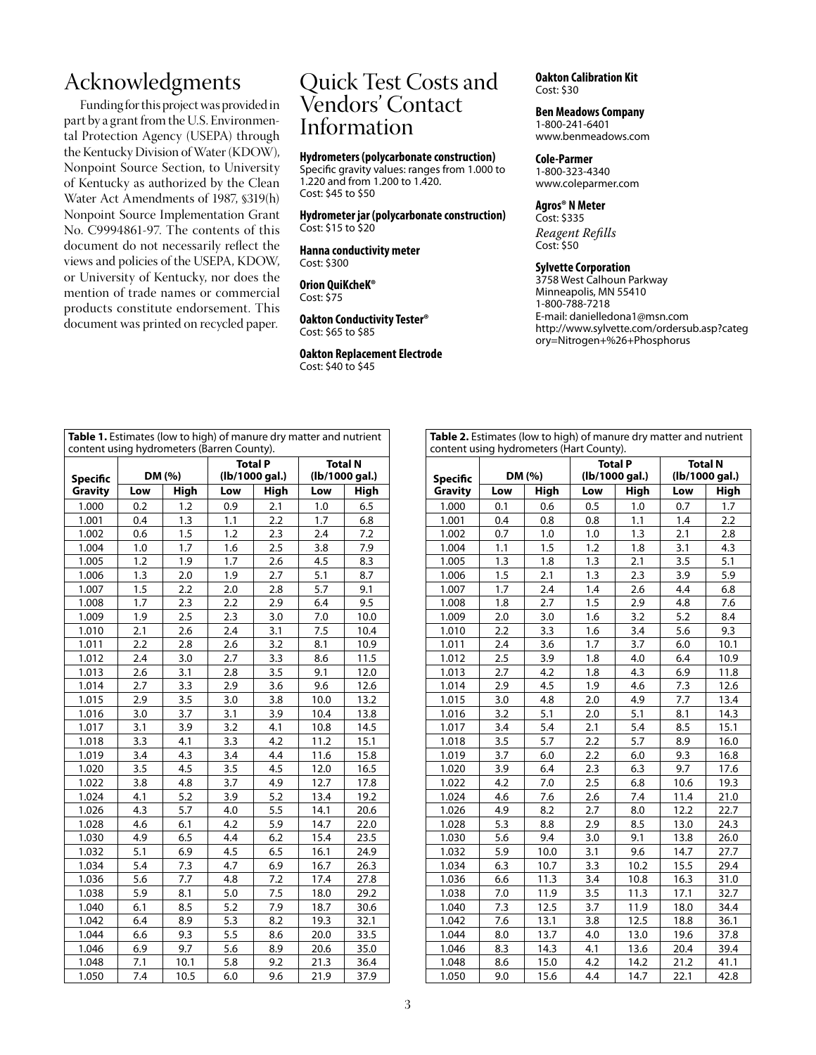## Acknowledgments

Funding for this project was provided in part by a grant from the U.S. Environmental Protection Agency (USEPA) through the Kentucky Division of Water (KDOW), Nonpoint Source Section, to University of Kentucky as authorized by the Clean Water Act Amendments of 1987, §319(h) Nonpoint Source Implementation Grant No. C9994861-97. The contents of this document do not necessarily reflect the views and policies of the USEPA, KDOW, or University of Kentucky, nor does the mention of trade names or commercial products constitute endorsement. This document was printed on recycled paper.

## Quick Test Costs and Vendors' Contact Information

**Hydrometers (polycarbonate construction)**
Specific gravity values: ranges from 1.000 to 1.220 and from 1.200 to 1.420.
Cost: $45 to $50

**Hydrometer jar (polycarbonate construction)**
Cost: $15 to $20

**Hanna conductivity meter**
Cost: $300

**Orion QuiKcheK®**
Cost: $75

**Oakton Conductivity Tester®**
Cost: $65 to $85

**Oakton Replacement Electrode**
Cost: $40 to $45

**Oakton Calibration Kit**
Cost: $30

**Ben Meadows Company**
1-800-241-6401
www.benmeadows.com

**Cole-Parmer**
1-800-323-4340
www.coleparmer.com

**Agros® N Meter**
Cost: $335
*Reagent Refills*
Cost: $50

**Sylvette Corporation**
3758 West Calhoun Parkway
Minneapolis, MN 55410
1-800-788-7218
E-mail: danielledona1@msn.com
http://www.sylvette.com/ordersub.asp?category=Nitrogen+%26+Phosphorus

**Table 1.** Estimates (low to high) of manure dry matter and nutrient content using hydrometers (Barren County).

| Specific Gravity | DM (%) | | Total P (lb/1000 gal.) | | Total N (lb/1000 gal.) | |
|---|---|---|---|---|---|---|
| | Low | High | Low | High | Low | High |
| 1.000 | 0.2 | 1.2 | 0.9 | 2.1 | 1.0 | 6.5 |
| 1.001 | 0.4 | 1.3 | 1.1 | 2.2 | 1.7 | 6.8 |
| 1.002 | 0.6 | 1.5 | 1.2 | 2.3 | 2.4 | 7.2 |
| 1.004 | 1.0 | 1.7 | 1.6 | 2.5 | 3.8 | 7.9 |
| 1.005 | 1.2 | 1.9 | 1.7 | 2.6 | 4.5 | 8.3 |
| 1.006 | 1.3 | 2.0 | 1.9 | 2.7 | 5.1 | 8.7 |
| 1.007 | 1.5 | 2.2 | 2.0 | 2.8 | 5.7 | 9.1 |
| 1.008 | 1.7 | 2.3 | 2.2 | 2.9 | 6.4 | 9.5 |
| 1.009 | 1.9 | 2.5 | 2.3 | 3.0 | 7.0 | 10.0 |
| 1.010 | 2.1 | 2.6 | 2.4 | 3.1 | 7.5 | 10.4 |
| 1.011 | 2.2 | 2.8 | 2.6 | 3.2 | 8.1 | 10.9 |
| 1.012 | 2.4 | 3.0 | 2.7 | 3.3 | 8.6 | 11.5 |
| 1.013 | 2.6 | 3.1 | 2.8 | 3.5 | 9.1 | 12.0 |
| 1.014 | 2.7 | 3.3 | 2.9 | 3.6 | 9.6 | 12.6 |
| 1.015 | 2.9 | 3.5 | 3.0 | 3.8 | 10.0 | 13.2 |
| 1.016 | 3.0 | 3.7 | 3.1 | 3.9 | 10.4 | 13.8 |
| 1.017 | 3.1 | 3.9 | 3.2 | 4.1 | 10.8 | 14.5 |
| 1.018 | 3.3 | 4.1 | 3.3 | 4.2 | 11.2 | 15.1 |
| 1.019 | 3.4 | 4.3 | 3.4 | 4.4 | 11.6 | 15.8 |
| 1.020 | 3.5 | 4.5 | 3.5 | 4.5 | 12.0 | 16.5 |
| 1.022 | 3.8 | 4.8 | 3.7 | 4.9 | 12.7 | 17.8 |
| 1.024 | 4.1 | 5.2 | 3.9 | 5.2 | 13.4 | 19.2 |
| 1.026 | 4.3 | 5.7 | 4.0 | 5.5 | 14.1 | 20.6 |
| 1.028 | 4.6 | 6.1 | 4.2 | 5.9 | 14.7 | 22.0 |
| 1.030 | 4.9 | 6.5 | 4.4 | 6.2 | 15.4 | 23.5 |
| 1.032 | 5.1 | 6.9 | 4.5 | 6.5 | 16.1 | 24.9 |
| 1.034 | 5.4 | 7.3 | 4.7 | 6.9 | 16.7 | 26.3 |
| 1.036 | 5.6 | 7.7 | 4.8 | 7.2 | 17.4 | 27.8 |
| 1.038 | 5.9 | 8.1 | 5.0 | 7.5 | 18.0 | 29.2 |
| 1.040 | 6.1 | 8.5 | 5.2 | 7.9 | 18.7 | 30.6 |
| 1.042 | 6.4 | 8.9 | 5.3 | 8.2 | 19.3 | 32.1 |
| 1.044 | 6.6 | 9.3 | 5.5 | 8.6 | 20.0 | 33.5 |
| 1.046 | 6.9 | 9.7 | 5.6 | 8.9 | 20.6 | 35.0 |
| 1.048 | 7.1 | 10.1 | 5.8 | 9.2 | 21.3 | 36.4 |
| 1.050 | 7.4 | 10.5 | 6.0 | 9.6 | 21.9 | 37.9 |

**Table 2.** Estimates (low to high) of manure dry matter and nutrient content using hydrometers (Hart County).

| Specific Gravity | DM (%) | | Total P (lb/1000 gal.) | | Total N (lb/1000 gal.) | |
|---|---|---|---|---|---|---|
| | Low | High | Low | High | Low | High |
| 1.000 | 0.1 | 0.6 | 0.5 | 1.0 | 0.7 | 1.7 |
| 1.001 | 0.4 | 0.8 | 0.8 | 1.1 | 1.4 | 2.2 |
| 1.002 | 0.7 | 1.0 | 1.0 | 1.3 | 2.1 | 2.8 |
| 1.004 | 1.1 | 1.5 | 1.2 | 1.8 | 3.1 | 4.3 |
| 1.005 | 1.3 | 1.8 | 1.3 | 2.1 | 3.5 | 5.1 |
| 1.006 | 1.5 | 2.1 | 1.3 | 2.3 | 3.9 | 5.9 |
| 1.007 | 1.7 | 2.4 | 1.4 | 2.6 | 4.4 | 6.8 |
| 1.008 | 1.8 | 2.7 | 1.5 | 2.9 | 4.8 | 7.6 |
| 1.009 | 2.0 | 3.0 | 1.6 | 3.2 | 5.2 | 8.4 |
| 1.010 | 2.2 | 3.3 | 1.6 | 3.4 | 5.6 | 9.3 |
| 1.011 | 2.4 | 3.6 | 1.7 | 3.7 | 6.0 | 10.1 |
| 1.012 | 2.5 | 3.9 | 1.8 | 4.0 | 6.4 | 10.9 |
| 1.013 | 2.7 | 4.2 | 1.8 | 4.3 | 6.9 | 11.8 |
| 1.014 | 2.9 | 4.5 | 1.9 | 4.6 | 7.3 | 12.6 |
| 1.015 | 3.0 | 4.8 | 2.0 | 4.9 | 7.7 | 13.4 |
| 1.016 | 3.2 | 5.1 | 2.0 | 5.1 | 8.1 | 14.3 |
| 1.017 | 3.4 | 5.4 | 2.1 | 5.4 | 8.5 | 15.1 |
| 1.018 | 3.5 | 5.7 | 2.2 | 5.7 | 8.9 | 16.0 |
| 1.019 | 3.7 | 6.0 | 2.2 | 6.0 | 9.3 | 16.8 |
| 1.020 | 3.9 | 6.4 | 2.3 | 6.3 | 9.7 | 17.6 |
| 1.022 | 4.2 | 7.0 | 2.5 | 6.8 | 10.6 | 19.3 |
| 1.024 | 4.6 | 7.6 | 2.6 | 7.4 | 11.4 | 21.0 |
| 1.026 | 4.9 | 8.2 | 2.7 | 8.0 | 12.2 | 22.7 |
| 1.028 | 5.3 | 8.8 | 2.9 | 8.5 | 13.0 | 24.3 |
| 1.030 | 5.6 | 9.4 | 3.0 | 9.1 | 13.8 | 26.0 |
| 1.032 | 5.9 | 10.0 | 3.1 | 9.6 | 14.7 | 27.7 |
| 1.034 | 6.3 | 10.7 | 3.3 | 10.2 | 15.5 | 29.4 |
| 1.036 | 6.6 | 11.3 | 3.4 | 10.8 | 16.3 | 31.0 |
| 1.038 | 7.0 | 11.9 | 3.5 | 11.3 | 17.1 | 32.7 |
| 1.040 | 7.3 | 12.5 | 3.7 | 11.9 | 18.0 | 34.4 |
| 1.042 | 7.6 | 13.1 | 3.8 | 12.5 | 18.8 | 36.1 |
| 1.044 | 8.0 | 13.7 | 4.0 | 13.0 | 19.6 | 37.8 |
| 1.046 | 8.3 | 14.3 | 4.1 | 13.6 | 20.4 | 39.4 |
| 1.048 | 8.6 | 15.0 | 4.2 | 14.2 | 21.2 | 41.1 |
| 1.050 | 9.0 | 15.6 | 4.4 | 14.7 | 22.1 | 42.8 |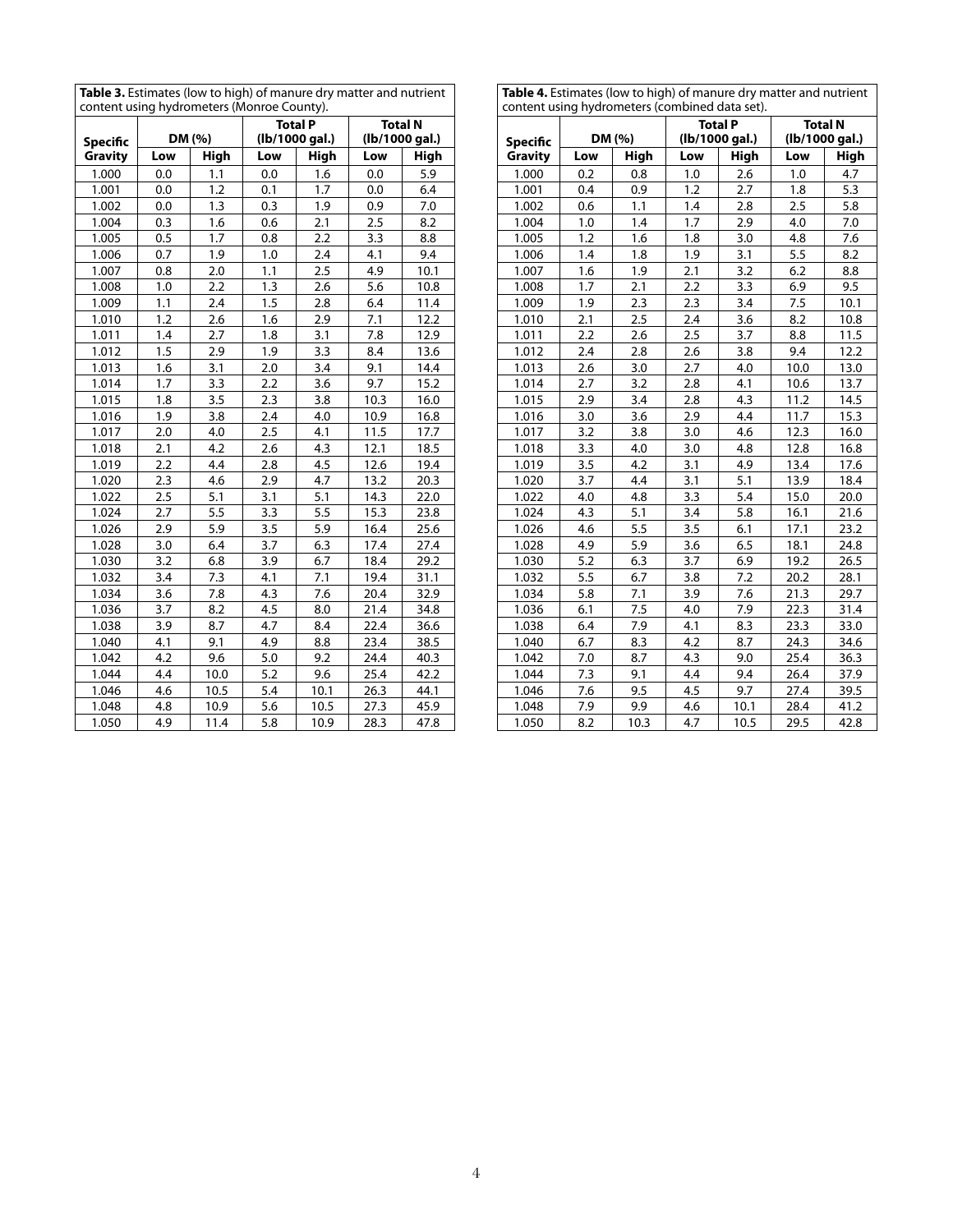**Table 3.** Estimates (low to high) of manure dry matter and nutrient content using hydrometers (Monroe County).

| Specific Gravity | DM (%) | | Total P (lb/1000 gal.) | | Total N (lb/1000 gal.) | |
|---|---|---|---|---|---|---|
| | Low | High | Low | High | Low | High |
| 1.000 | 0.0 | 1.1 | 0.0 | 1.6 | 0.0 | 5.9 |
| 1.001 | 0.0 | 1.2 | 0.1 | 1.7 | 0.0 | 6.4 |
| 1.002 | 0.0 | 1.3 | 0.3 | 1.9 | 0.9 | 7.0 |
| 1.004 | 0.3 | 1.6 | 0.6 | 2.1 | 2.5 | 8.2 |
| 1.005 | 0.5 | 1.7 | 0.8 | 2.2 | 3.3 | 8.8 |
| 1.006 | 0.7 | 1.9 | 1.0 | 2.4 | 4.1 | 9.4 |
| 1.007 | 0.8 | 2.0 | 1.1 | 2.5 | 4.9 | 10.1 |
| 1.008 | 1.0 | 2.2 | 1.3 | 2.6 | 5.6 | 10.8 |
| 1.009 | 1.1 | 2.4 | 1.5 | 2.8 | 6.4 | 11.4 |
| 1.010 | 1.2 | 2.6 | 1.6 | 2.9 | 7.1 | 12.2 |
| 1.011 | 1.4 | 2.7 | 1.8 | 3.1 | 7.8 | 12.9 |
| 1.012 | 1.5 | 2.9 | 1.9 | 3.3 | 8.4 | 13.6 |
| 1.013 | 1.6 | 3.1 | 2.0 | 3.4 | 9.1 | 14.4 |
| 1.014 | 1.7 | 3.3 | 2.2 | 3.6 | 9.7 | 15.2 |
| 1.015 | 1.8 | 3.5 | 2.3 | 3.8 | 10.3 | 16.0 |
| 1.016 | 1.9 | 3.8 | 2.4 | 4.0 | 10.9 | 16.8 |
| 1.017 | 2.0 | 4.0 | 2.5 | 4.1 | 11.5 | 17.7 |
| 1.018 | 2.1 | 4.2 | 2.6 | 4.3 | 12.1 | 18.5 |
| 1.019 | 2.2 | 4.4 | 2.8 | 4.5 | 12.6 | 19.4 |
| 1.020 | 2.3 | 4.6 | 2.9 | 4.7 | 13.2 | 20.3 |
| 1.022 | 2.5 | 5.1 | 3.1 | 5.1 | 14.3 | 22.0 |
| 1.024 | 2.7 | 5.5 | 3.3 | 5.5 | 15.3 | 23.8 |
| 1.026 | 2.9 | 5.9 | 3.5 | 5.9 | 16.4 | 25.6 |
| 1.028 | 3.0 | 6.4 | 3.7 | 6.3 | 17.4 | 27.4 |
| 1.030 | 3.2 | 6.8 | 3.9 | 6.7 | 18.4 | 29.2 |
| 1.032 | 3.4 | 7.3 | 4.1 | 7.1 | 19.4 | 31.1 |
| 1.034 | 3.6 | 7.8 | 4.3 | 7.6 | 20.4 | 32.9 |
| 1.036 | 3.7 | 8.2 | 4.5 | 8.0 | 21.4 | 34.8 |
| 1.038 | 3.9 | 8.7 | 4.7 | 8.4 | 22.4 | 36.6 |
| 1.040 | 4.1 | 9.1 | 4.9 | 8.8 | 23.4 | 38.5 |
| 1.042 | 4.2 | 9.6 | 5.0 | 9.2 | 24.4 | 40.3 |
| 1.044 | 4.4 | 10.0 | 5.2 | 9.6 | 25.4 | 42.2 |
| 1.046 | 4.6 | 10.5 | 5.4 | 10.1 | 26.3 | 44.1 |
| 1.048 | 4.8 | 10.9 | 5.6 | 10.5 | 27.3 | 45.9 |
| 1.050 | 4.9 | 11.4 | 5.8 | 10.9 | 28.3 | 47.8 |

**Table 4.** Estimates (low to high) of manure dry matter and nutrient content using hydrometers (combined data set).

| Specific Gravity | DM (%) | | Total P (lb/1000 gal.) | | Total N (lb/1000 gal.) | |
|---|---|---|---|---|---|---|
| | Low | High | Low | High | Low | High |
| 1.000 | 0.2 | 0.8 | 1.0 | 2.6 | 1.0 | 4.7 |
| 1.001 | 0.4 | 0.9 | 1.2 | 2.7 | 1.8 | 5.3 |
| 1.002 | 0.6 | 1.1 | 1.4 | 2.8 | 2.5 | 5.8 |
| 1.004 | 1.0 | 1.4 | 1.7 | 2.9 | 4.0 | 7.0 |
| 1.005 | 1.2 | 1.6 | 1.8 | 3.0 | 4.8 | 7.6 |
| 1.006 | 1.4 | 1.8 | 1.9 | 3.1 | 5.5 | 8.2 |
| 1.007 | 1.6 | 1.9 | 2.1 | 3.2 | 6.2 | 8.8 |
| 1.008 | 1.7 | 2.1 | 2.2 | 3.3 | 6.9 | 9.5 |
| 1.009 | 1.9 | 2.3 | 2.3 | 3.4 | 7.5 | 10.1 |
| 1.010 | 2.1 | 2.5 | 2.4 | 3.6 | 8.2 | 10.8 |
| 1.011 | 2.2 | 2.6 | 2.5 | 3.7 | 8.8 | 11.5 |
| 1.012 | 2.4 | 2.8 | 2.6 | 3.8 | 9.4 | 12.2 |
| 1.013 | 2.6 | 3.0 | 2.7 | 4.0 | 10.0 | 13.0 |
| 1.014 | 2.7 | 3.2 | 2.8 | 4.1 | 10.6 | 13.7 |
| 1.015 | 2.9 | 3.4 | 2.8 | 4.3 | 11.2 | 14.5 |
| 1.016 | 3.0 | 3.6 | 2.9 | 4.4 | 11.7 | 15.3 |
| 1.017 | 3.2 | 3.8 | 3.0 | 4.6 | 12.3 | 16.0 |
| 1.018 | 3.3 | 4.0 | 3.0 | 4.8 | 12.8 | 16.8 |
| 1.019 | 3.5 | 4.2 | 3.1 | 4.9 | 13.4 | 17.6 |
| 1.020 | 3.7 | 4.4 | 3.1 | 5.1 | 13.9 | 18.4 |
| 1.022 | 4.0 | 4.8 | 3.3 | 5.4 | 15.0 | 20.0 |
| 1.024 | 4.3 | 5.1 | 3.4 | 5.8 | 16.1 | 21.6 |
| 1.026 | 4.6 | 5.5 | 3.5 | 6.1 | 17.1 | 23.2 |
| 1.028 | 4.9 | 5.9 | 3.6 | 6.5 | 18.1 | 24.8 |
| 1.030 | 5.2 | 6.3 | 3.7 | 6.9 | 19.2 | 26.5 |
| 1.032 | 5.5 | 6.7 | 3.8 | 7.2 | 20.2 | 28.1 |
| 1.034 | 5.8 | 7.1 | 3.9 | 7.6 | 21.3 | 29.7 |
| 1.036 | 6.1 | 7.5 | 4.0 | 7.9 | 22.3 | 31.4 |
| 1.038 | 6.4 | 7.9 | 4.1 | 8.3 | 23.3 | 33.0 |
| 1.040 | 6.7 | 8.3 | 4.2 | 8.7 | 24.3 | 34.6 |
| 1.042 | 7.0 | 8.7 | 4.3 | 9.0 | 25.4 | 36.3 |
| 1.044 | 7.3 | 9.1 | 4.4 | 9.4 | 26.4 | 37.9 |
| 1.046 | 7.6 | 9.5 | 4.5 | 9.7 | 27.4 | 39.5 |
| 1.048 | 7.9 | 9.9 | 4.6 | 10.1 | 28.4 | 41.2 |
| 1.050 | 8.2 | 10.3 | 4.7 | 10.5 | 29.5 | 42.8 |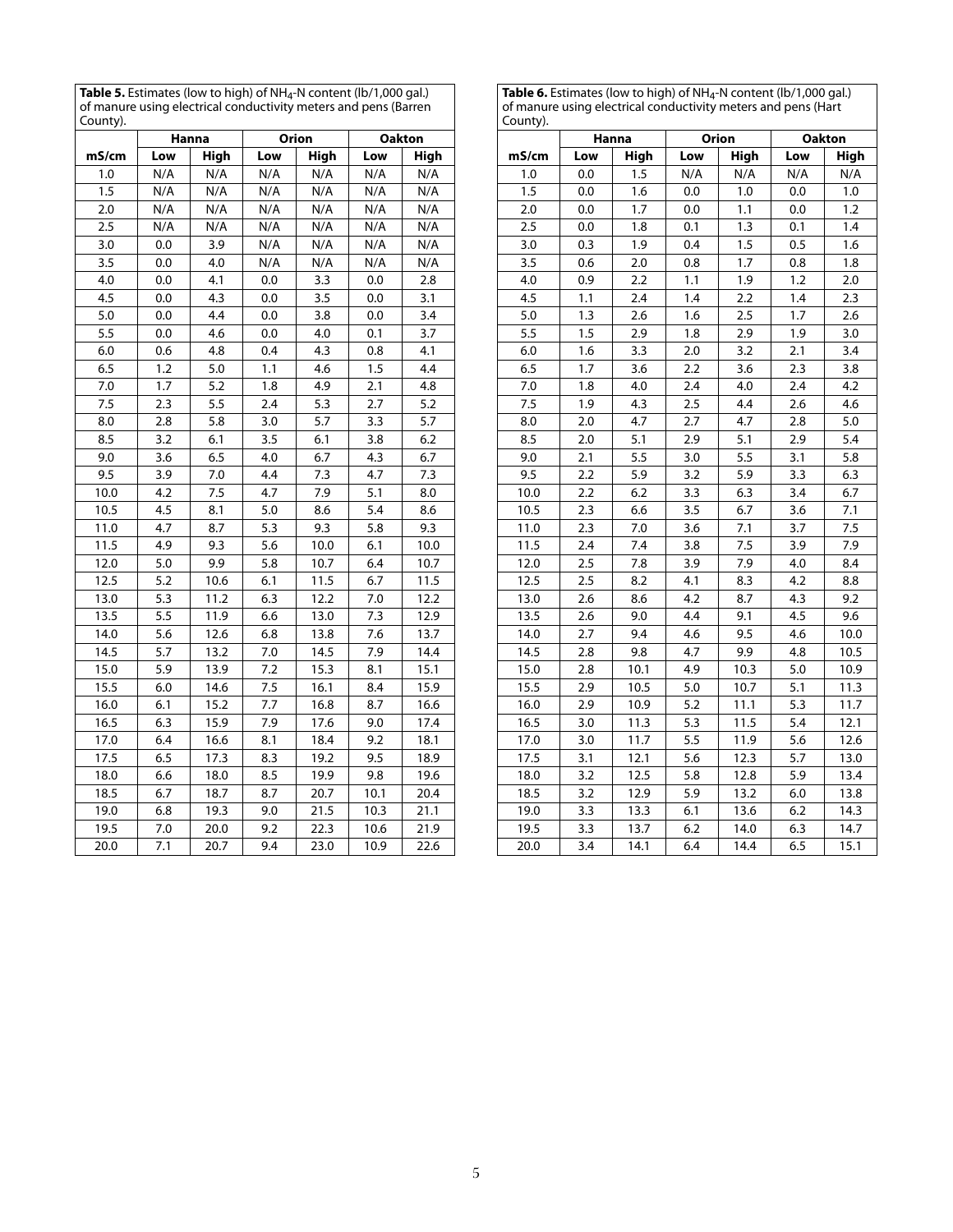**Table 5.** Estimates (low to high) of $NH_4$-N content (lb/1,000 gal.) of manure using electrical conductivity meters and pens (Barren County).

| | Hanna | | Orion | | Oakton | |
|---|---|---|---|---|---|---|
| mS/cm | Low | High | Low | High | Low | High |
| 1.0 | N/A | N/A | N/A | N/A | N/A | N/A |
| 1.5 | N/A | N/A | N/A | N/A | N/A | N/A |
| 2.0 | N/A | N/A | N/A | N/A | N/A | N/A |
| 2.5 | N/A | N/A | N/A | N/A | N/A | N/A |
| 3.0 | 0.0 | 3.9 | N/A | N/A | N/A | N/A |
| 3.5 | 0.0 | 4.0 | N/A | N/A | N/A | N/A |
| 4.0 | 0.0 | 4.1 | 0.0 | 3.3 | 0.0 | 2.8 |
| 4.5 | 0.0 | 4.3 | 0.0 | 3.5 | 0.0 | 3.1 |
| 5.0 | 0.0 | 4.4 | 0.0 | 3.8 | 0.0 | 3.4 |
| 5.5 | 0.0 | 4.6 | 0.0 | 4.0 | 0.1 | 3.7 |
| 6.0 | 0.6 | 4.8 | 0.4 | 4.3 | 0.8 | 4.1 |
| 6.5 | 1.2 | 5.0 | 1.1 | 4.6 | 1.5 | 4.4 |
| 7.0 | 1.7 | 5.2 | 1.8 | 4.9 | 2.1 | 4.8 |
| 7.5 | 2.3 | 5.5 | 2.4 | 5.3 | 2.7 | 5.2 |
| 8.0 | 2.8 | 5.8 | 3.0 | 5.7 | 3.3 | 5.7 |
| 8.5 | 3.2 | 6.1 | 3.5 | 6.1 | 3.8 | 6.2 |
| 9.0 | 3.6 | 6.5 | 4.0 | 6.7 | 4.3 | 6.7 |
| 9.5 | 3.9 | 7.0 | 4.4 | 7.3 | 4.7 | 7.3 |
| 10.0 | 4.2 | 7.5 | 4.7 | 7.9 | 5.1 | 8.0 |
| 10.5 | 4.5 | 8.1 | 5.0 | 8.6 | 5.4 | 8.6 |
| 11.0 | 4.7 | 8.7 | 5.3 | 9.3 | 5.8 | 9.3 |
| 11.5 | 4.9 | 9.3 | 5.6 | 10.0 | 6.1 | 10.0 |
| 12.0 | 5.0 | 9.9 | 5.8 | 10.7 | 6.4 | 10.7 |
| 12.5 | 5.2 | 10.6 | 6.1 | 11.5 | 6.7 | 11.5 |
| 13.0 | 5.3 | 11.2 | 6.3 | 12.2 | 7.0 | 12.2 |
| 13.5 | 5.5 | 11.9 | 6.6 | 13.0 | 7.3 | 12.9 |
| 14.0 | 5.6 | 12.6 | 6.8 | 13.8 | 7.6 | 13.7 |
| 14.5 | 5.7 | 13.2 | 7.0 | 14.5 | 7.9 | 14.4 |
| 15.0 | 5.9 | 13.9 | 7.2 | 15.3 | 8.1 | 15.1 |
| 15.5 | 6.0 | 14.6 | 7.5 | 16.1 | 8.4 | 15.9 |
| 16.0 | 6.1 | 15.2 | 7.7 | 16.8 | 8.7 | 16.6 |
| 16.5 | 6.3 | 15.9 | 7.9 | 17.6 | 9.0 | 17.4 |
| 17.0 | 6.4 | 16.6 | 8.1 | 18.4 | 9.2 | 18.1 |
| 17.5 | 6.5 | 17.3 | 8.3 | 19.2 | 9.5 | 18.9 |
| 18.0 | 6.6 | 18.0 | 8.5 | 19.9 | 9.8 | 19.6 |
| 18.5 | 6.7 | 18.7 | 8.7 | 20.7 | 10.1 | 20.4 |
| 19.0 | 6.8 | 19.3 | 9.0 | 21.5 | 10.3 | 21.1 |
| 19.5 | 7.0 | 20.0 | 9.2 | 22.3 | 10.6 | 21.9 |
| 20.0 | 7.1 | 20.7 | 9.4 | 23.0 | 10.9 | 22.6 |

**Table 6.** Estimates (low to high) of $NH_4$-N content (lb/1,000 gal.) of manure using electrical conductivity meters and pens (Hart County).

| | Hanna | | Orion | | Oakton | |
|---|---|---|---|---|---|---|
| mS/cm | Low | High | Low | High | Low | High |
| 1.0 | 0.0 | 1.5 | N/A | N/A | N/A | N/A |
| 1.5 | 0.0 | 1.6 | 0.0 | 1.0 | 0.0 | 1.0 |
| 2.0 | 0.0 | 1.7 | 0.0 | 1.1 | 0.0 | 1.2 |
| 2.5 | 0.0 | 1.8 | 0.1 | 1.3 | 0.1 | 1.4 |
| 3.0 | 0.3 | 1.9 | 0.4 | 1.5 | 0.5 | 1.6 |
| 3.5 | 0.6 | 2.0 | 0.8 | 1.7 | 0.8 | 1.8 |
| 4.0 | 0.9 | 2.2 | 1.1 | 1.9 | 1.2 | 2.0 |
| 4.5 | 1.1 | 2.4 | 1.4 | 2.2 | 1.4 | 2.3 |
| 5.0 | 1.3 | 2.6 | 1.6 | 2.5 | 1.7 | 2.6 |
| 5.5 | 1.5 | 2.9 | 1.8 | 2.9 | 1.9 | 3.0 |
| 6.0 | 1.6 | 3.3 | 2.0 | 3.2 | 2.1 | 3.4 |
| 6.5 | 1.7 | 3.6 | 2.2 | 3.6 | 2.3 | 3.8 |
| 7.0 | 1.8 | 4.0 | 2.4 | 4.0 | 2.4 | 4.2 |
| 7.5 | 1.9 | 4.3 | 2.5 | 4.4 | 2.6 | 4.6 |
| 8.0 | 2.0 | 4.7 | 2.7 | 4.7 | 2.8 | 5.0 |
| 8.5 | 2.0 | 5.1 | 2.9 | 5.1 | 2.9 | 5.4 |
| 9.0 | 2.1 | 5.5 | 3.0 | 5.5 | 3.1 | 5.8 |
| 9.5 | 2.2 | 5.9 | 3.2 | 5.9 | 3.3 | 6.3 |
| 10.0 | 2.2 | 6.2 | 3.3 | 6.3 | 3.4 | 6.7 |
| 10.5 | 2.3 | 6.6 | 3.5 | 6.7 | 3.6 | 7.1 |
| 11.0 | 2.3 | 7.0 | 3.6 | 7.1 | 3.7 | 7.5 |
| 11.5 | 2.4 | 7.4 | 3.8 | 7.5 | 3.9 | 7.9 |
| 12.0 | 2.5 | 7.8 | 3.9 | 7.9 | 4.0 | 8.4 |
| 12.5 | 2.5 | 8.2 | 4.1 | 8.3 | 4.2 | 8.8 |
| 13.0 | 2.6 | 8.6 | 4.2 | 8.7 | 4.3 | 9.2 |
| 13.5 | 2.6 | 9.0 | 4.4 | 9.1 | 4.5 | 9.6 |
| 14.0 | 2.7 | 9.4 | 4.6 | 9.5 | 4.6 | 10.0 |
| 14.5 | 2.8 | 9.8 | 4.7 | 9.9 | 4.8 | 10.5 |
| 15.0 | 2.8 | 10.1 | 4.9 | 10.3 | 5.0 | 10.9 |
| 15.5 | 2.9 | 10.5 | 5.0 | 10.7 | 5.1 | 11.3 |
| 16.0 | 2.9 | 10.9 | 5.2 | 11.1 | 5.3 | 11.7 |
| 16.5 | 3.0 | 11.3 | 5.3 | 11.5 | 5.4 | 12.1 |
| 17.0 | 3.0 | 11.7 | 5.5 | 11.9 | 5.6 | 12.6 |
| 17.5 | 3.1 | 12.1 | 5.6 | 12.3 | 5.7 | 13.0 |
| 18.0 | 3.2 | 12.5 | 5.8 | 12.8 | 5.9 | 13.4 |
| 18.5 | 3.2 | 12.9 | 5.9 | 13.2 | 6.0 | 13.8 |
| 19.0 | 3.3 | 13.3 | 6.1 | 13.6 | 6.2 | 14.3 |
| 19.5 | 3.3 | 13.7 | 6.2 | 14.0 | 6.3 | 14.7 |
| 20.0 | 3.4 | 14.1 | 6.4 | 14.4 | 6.5 | 15.1 |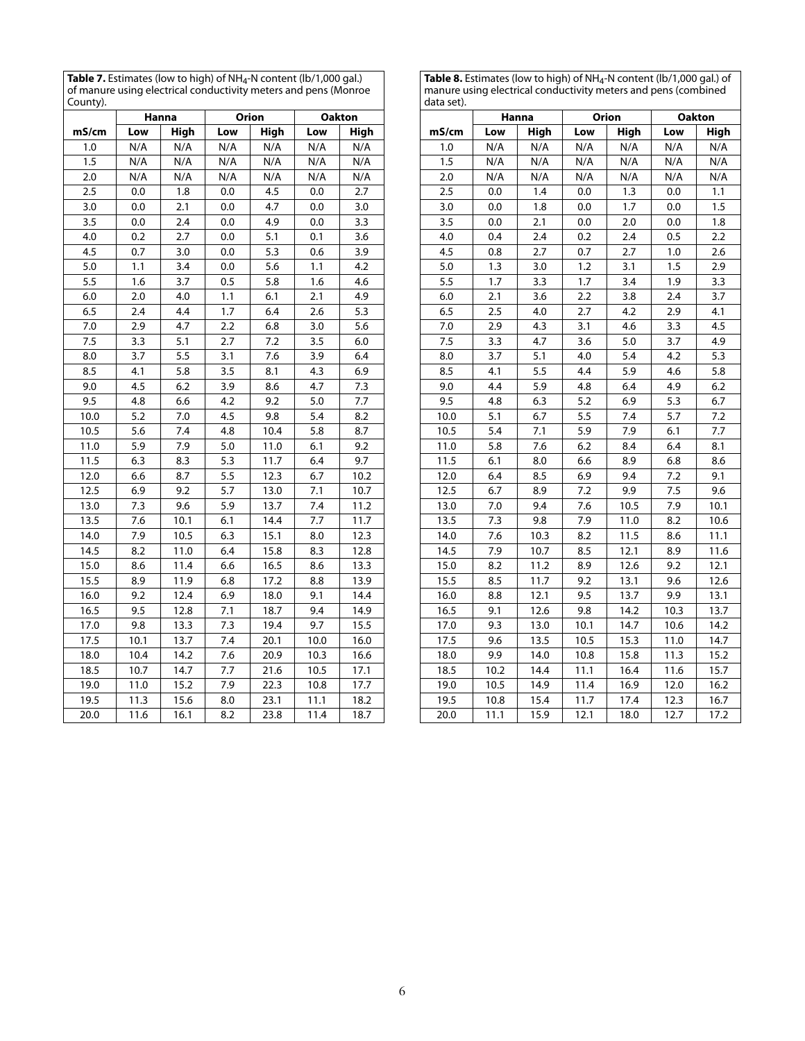**Table 7.** Estimates (low to high) of $NH_4$-N content (lb/1,000 gal.) of manure using electrical conductivity meters and pens (Monroe County).

| | Hanna | | Orion | | Oakton | |
|---|---|---|---|---|---|---|
| mS/cm | Low | High | Low | High | Low | High |
| 1.0 | N/A | N/A | N/A | N/A | N/A | N/A |
| 1.5 | N/A | N/A | N/A | N/A | N/A | N/A |
| 2.0 | N/A | N/A | N/A | N/A | N/A | N/A |
| 2.5 | 0.0 | 1.8 | 0.0 | 4.5 | 0.0 | 2.7 |
| 3.0 | 0.0 | 2.1 | 0.0 | 4.7 | 0.0 | 3.0 |
| 3.5 | 0.0 | 2.4 | 0.0 | 4.9 | 0.0 | 3.3 |
| 4.0 | 0.2 | 2.7 | 0.0 | 5.1 | 0.1 | 3.6 |
| 4.5 | 0.7 | 3.0 | 0.0 | 5.3 | 0.6 | 3.9 |
| 5.0 | 1.1 | 3.4 | 0.0 | 5.6 | 1.1 | 4.2 |
| 5.5 | 1.6 | 3.7 | 0.5 | 5.8 | 1.6 | 4.6 |
| 6.0 | 2.0 | 4.0 | 1.1 | 6.1 | 2.1 | 4.9 |
| 6.5 | 2.4 | 4.4 | 1.7 | 6.4 | 2.6 | 5.3 |
| 7.0 | 2.9 | 4.7 | 2.2 | 6.8 | 3.0 | 5.6 |
| 7.5 | 3.3 | 5.1 | 2.7 | 7.2 | 3.5 | 6.0 |
| 8.0 | 3.7 | 5.5 | 3.1 | 7.6 | 3.9 | 6.4 |
| 8.5 | 4.1 | 5.8 | 3.5 | 8.1 | 4.3 | 6.9 |
| 9.0 | 4.5 | 6.2 | 3.9 | 8.6 | 4.7 | 7.3 |
| 9.5 | 4.8 | 6.6 | 4.2 | 9.2 | 5.0 | 7.7 |
| 10.0 | 5.2 | 7.0 | 4.5 | 9.8 | 5.4 | 8.2 |
| 10.5 | 5.6 | 7.4 | 4.8 | 10.4 | 5.8 | 8.7 |
| 11.0 | 5.9 | 7.9 | 5.0 | 11.0 | 6.1 | 9.2 |
| 11.5 | 6.3 | 8.3 | 5.3 | 11.7 | 6.4 | 9.7 |
| 12.0 | 6.6 | 8.7 | 5.5 | 12.3 | 6.7 | 10.2 |
| 12.5 | 6.9 | 9.2 | 5.7 | 13.0 | 7.1 | 10.7 |
| 13.0 | 7.3 | 9.6 | 5.9 | 13.7 | 7.4 | 11.2 |
| 13.5 | 7.6 | 10.1 | 6.1 | 14.4 | 7.7 | 11.7 |
| 14.0 | 7.9 | 10.5 | 6.3 | 15.1 | 8.0 | 12.3 |
| 14.5 | 8.2 | 11.0 | 6.4 | 15.8 | 8.3 | 12.8 |
| 15.0 | 8.6 | 11.4 | 6.6 | 16.5 | 8.6 | 13.3 |
| 15.5 | 8.9 | 11.9 | 6.8 | 17.2 | 8.8 | 13.9 |
| 16.0 | 9.2 | 12.4 | 6.9 | 18.0 | 9.1 | 14.4 |
| 16.5 | 9.5 | 12.8 | 7.1 | 18.7 | 9.4 | 14.9 |
| 17.0 | 9.8 | 13.3 | 7.3 | 19.4 | 9.7 | 15.5 |
| 17.5 | 10.1 | 13.7 | 7.4 | 20.1 | 10.0 | 16.0 |
| 18.0 | 10.4 | 14.2 | 7.6 | 20.9 | 10.3 | 16.6 |
| 18.5 | 10.7 | 14.7 | 7.7 | 21.6 | 10.5 | 17.1 |
| 19.0 | 11.0 | 15.2 | 7.9 | 22.3 | 10.8 | 17.7 |
| 19.5 | 11.3 | 15.6 | 8.0 | 23.1 | 11.1 | 18.2 |
| 20.0 | 11.6 | 16.1 | 8.2 | 23.8 | 11.4 | 18.7 |

**Table 8.** Estimates (low to high) of $NH_4$-N content (lb/1,000 gal.) of manure using electrical conductivity meters and pens (combined data set).

| | Hanna | | Orion | | Oakton | |
|---|---|---|---|---|---|---|
| mS/cm | Low | High | Low | High | Low | High |
| 1.0 | N/A | N/A | N/A | N/A | N/A | N/A |
| 1.5 | N/A | N/A | N/A | N/A | N/A | N/A |
| 2.0 | N/A | N/A | N/A | N/A | N/A | N/A |
| 2.5 | 0.0 | 1.4 | 0.0 | 1.3 | 0.0 | 1.1 |
| 3.0 | 0.0 | 1.8 | 0.0 | 1.7 | 0.0 | 1.5 |
| 3.5 | 0.0 | 2.1 | 0.0 | 2.0 | 0.0 | 1.8 |
| 4.0 | 0.4 | 2.4 | 0.2 | 2.4 | 0.5 | 2.2 |
| 4.5 | 0.8 | 2.7 | 0.7 | 2.7 | 1.0 | 2.6 |
| 5.0 | 1.3 | 3.0 | 1.2 | 3.1 | 1.5 | 2.9 |
| 5.5 | 1.7 | 3.3 | 1.7 | 3.4 | 1.9 | 3.3 |
| 6.0 | 2.1 | 3.6 | 2.2 | 3.8 | 2.4 | 3.7 |
| 6.5 | 2.5 | 4.0 | 2.7 | 4.2 | 2.9 | 4.1 |
| 7.0 | 2.9 | 4.3 | 3.1 | 4.6 | 3.3 | 4.5 |
| 7.5 | 3.3 | 4.7 | 3.6 | 5.0 | 3.7 | 4.9 |
| 8.0 | 3.7 | 5.1 | 4.0 | 5.4 | 4.2 | 5.3 |
| 8.5 | 4.1 | 5.5 | 4.4 | 5.9 | 4.6 | 5.8 |
| 9.0 | 4.4 | 5.9 | 4.8 | 6.4 | 4.9 | 6.2 |
| 9.5 | 4.8 | 6.3 | 5.2 | 6.9 | 5.3 | 6.7 |
| 10.0 | 5.1 | 6.7 | 5.5 | 7.4 | 5.7 | 7.2 |
| 10.5 | 5.4 | 7.1 | 5.9 | 7.9 | 6.1 | 7.7 |
| 11.0 | 5.8 | 7.6 | 6.2 | 8.4 | 6.4 | 8.1 |
| 11.5 | 6.1 | 8.0 | 6.6 | 8.9 | 6.8 | 8.6 |
| 12.0 | 6.4 | 8.5 | 6.9 | 9.4 | 7.2 | 9.1 |
| 12.5 | 6.7 | 8.9 | 7.2 | 9.9 | 7.5 | 9.6 |
| 13.0 | 7.0 | 9.4 | 7.6 | 10.5 | 7.9 | 10.1 |
| 13.5 | 7.3 | 9.8 | 7.9 | 11.0 | 8.2 | 10.6 |
| 14.0 | 7.6 | 10.3 | 8.2 | 11.5 | 8.6 | 11.1 |
| 14.5 | 7.9 | 10.7 | 8.5 | 12.1 | 8.9 | 11.6 |
| 15.0 | 8.2 | 11.2 | 8.9 | 12.6 | 9.2 | 12.1 |
| 15.5 | 8.5 | 11.7 | 9.2 | 13.1 | 9.6 | 12.6 |
| 16.0 | 8.8 | 12.1 | 9.5 | 13.7 | 9.9 | 13.1 |
| 16.5 | 9.1 | 12.6 | 9.8 | 14.2 | 10.3 | 13.7 |
| 17.0 | 9.3 | 13.0 | 10.1 | 14.7 | 10.6 | 14.2 |
| 17.5 | 9.6 | 13.5 | 10.5 | 15.3 | 11.0 | 14.7 |
| 18.0 | 9.9 | 14.0 | 10.8 | 15.8 | 11.3 | 15.2 |
| 18.5 | 10.2 | 14.4 | 11.1 | 16.4 | 11.6 | 15.7 |
| 19.0 | 10.5 | 14.9 | 11.4 | 16.9 | 12.0 | 16.2 |
| 19.5 | 10.8 | 15.4 | 11.7 | 17.4 | 12.3 | 16.7 |
| 20.0 | 11.1 | 15.9 | 12.1 | 18.0 | 12.7 | 17.2 |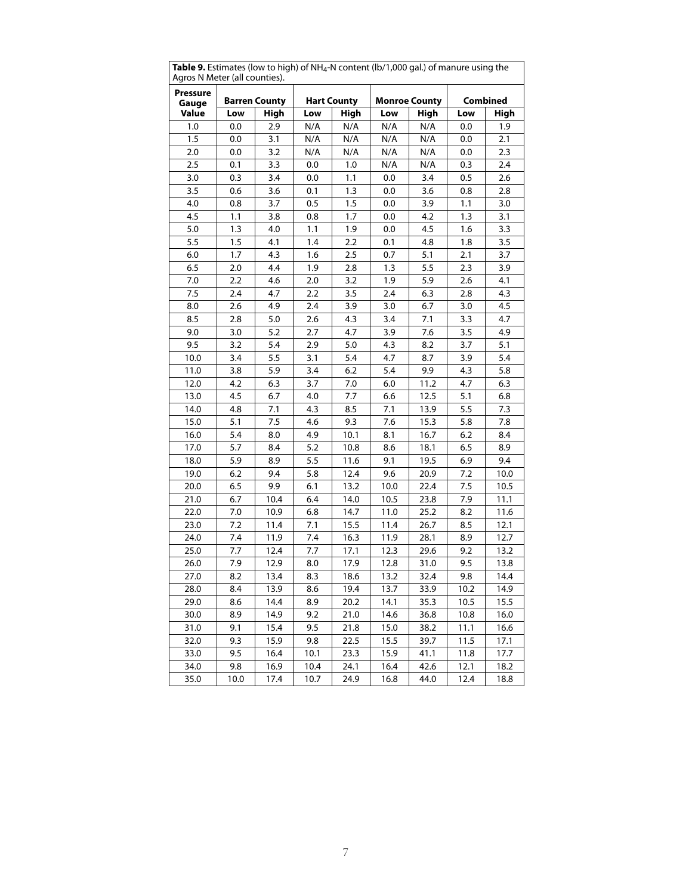**Table 9.** Estimates (low to high) of $NH_4$-N content (lb/1,000 gal.) of manure using the Agros N Meter (all counties).

| Pressure Gauge Value | Barren County | | Hart County | | Monroe County | | Combined | |
|---|---|---|---|---|---|---|---|---|
| | Low | High | Low | High | Low | High | Low | High |
| 1.0 | 0.0 | 2.9 | N/A | N/A | N/A | N/A | 0.0 | 1.9 |
| 1.5 | 0.0 | 3.1 | N/A | N/A | N/A | N/A | 0.0 | 2.1 |
| 2.0 | 0.0 | 3.2 | N/A | N/A | N/A | N/A | 0.0 | 2.3 |
| 2.5 | 0.1 | 3.3 | 0.0 | 1.0 | N/A | N/A | 0.3 | 2.4 |
| 3.0 | 0.3 | 3.4 | 0.0 | 1.1 | 0.0 | 3.4 | 0.5 | 2.6 |
| 3.5 | 0.6 | 3.6 | 0.1 | 1.3 | 0.0 | 3.6 | 0.8 | 2.8 |
| 4.0 | 0.8 | 3.7 | 0.5 | 1.5 | 0.0 | 3.9 | 1.1 | 3.0 |
| 4.5 | 1.1 | 3.8 | 0.8 | 1.7 | 0.0 | 4.2 | 1.3 | 3.1 |
| 5.0 | 1.3 | 4.0 | 1.1 | 1.9 | 0.0 | 4.5 | 1.6 | 3.3 |
| 5.5 | 1.5 | 4.1 | 1.4 | 2.2 | 0.1 | 4.8 | 1.8 | 3.5 |
| 6.0 | 1.7 | 4.3 | 1.6 | 2.5 | 0.7 | 5.1 | 2.1 | 3.7 |
| 6.5 | 2.0 | 4.4 | 1.9 | 2.8 | 1.3 | 5.5 | 2.3 | 3.9 |
| 7.0 | 2.2 | 4.6 | 2.0 | 3.2 | 1.9 | 5.9 | 2.6 | 4.1 |
| 7.5 | 2.4 | 4.7 | 2.2 | 3.5 | 2.4 | 6.3 | 2.8 | 4.3 |
| 8.0 | 2.6 | 4.9 | 2.4 | 3.9 | 3.0 | 6.7 | 3.0 | 4.5 |
| 8.5 | 2.8 | 5.0 | 2.6 | 4.3 | 3.4 | 7.1 | 3.3 | 4.7 |
| 9.0 | 3.0 | 5.2 | 2.7 | 4.7 | 3.9 | 7.6 | 3.5 | 4.9 |
| 9.5 | 3.2 | 5.4 | 2.9 | 5.0 | 4.3 | 8.2 | 3.7 | 5.1 |
| 10.0 | 3.4 | 5.5 | 3.1 | 5.4 | 4.7 | 8.7 | 3.9 | 5.4 |
| 11.0 | 3.8 | 5.9 | 3.4 | 6.2 | 5.4 | 9.9 | 4.3 | 5.8 |
| 12.0 | 4.2 | 6.3 | 3.7 | 7.0 | 6.0 | 11.2 | 4.7 | 6.3 |
| 13.0 | 4.5 | 6.7 | 4.0 | 7.7 | 6.6 | 12.5 | 5.1 | 6.8 |
| 14.0 | 4.8 | 7.1 | 4.3 | 8.5 | 7.1 | 13.9 | 5.5 | 7.3 |
| 15.0 | 5.1 | 7.5 | 4.6 | 9.3 | 7.6 | 15.3 | 5.8 | 7.8 |
| 16.0 | 5.4 | 8.0 | 4.9 | 10.1 | 8.1 | 16.7 | 6.2 | 8.4 |
| 17.0 | 5.7 | 8.4 | 5.2 | 10.8 | 8.6 | 18.1 | 6.5 | 8.9 |
| 18.0 | 5.9 | 8.9 | 5.5 | 11.6 | 9.1 | 19.5 | 6.9 | 9.4 |
| 19.0 | 6.2 | 9.4 | 5.8 | 12.4 | 9.6 | 20.9 | 7.2 | 10.0 |
| 20.0 | 6.5 | 9.9 | 6.1 | 13.2 | 10.0 | 22.4 | 7.5 | 10.5 |
| 21.0 | 6.7 | 10.4 | 6.4 | 14.0 | 10.5 | 23.8 | 7.9 | 11.1 |
| 22.0 | 7.0 | 10.9 | 6.8 | 14.7 | 11.0 | 25.2 | 8.2 | 11.6 |
| 23.0 | 7.2 | 11.4 | 7.1 | 15.5 | 11.4 | 26.7 | 8.5 | 12.1 |
| 24.0 | 7.4 | 11.9 | 7.4 | 16.3 | 11.9 | 28.1 | 8.9 | 12.7 |
| 25.0 | 7.7 | 12.4 | 7.7 | 17.1 | 12.3 | 29.6 | 9.2 | 13.2 |
| 26.0 | 7.9 | 12.9 | 8.0 | 17.9 | 12.8 | 31.0 | 9.5 | 13.8 |
| 27.0 | 8.2 | 13.4 | 8.3 | 18.6 | 13.2 | 32.4 | 9.8 | 14.4 |
| 28.0 | 8.4 | 13.9 | 8.6 | 19.4 | 13.7 | 33.9 | 10.2 | 14.9 |
| 29.0 | 8.6 | 14.4 | 8.9 | 20.2 | 14.1 | 35.3 | 10.5 | 15.5 |
| 30.0 | 8.9 | 14.9 | 9.2 | 21.0 | 14.6 | 36.8 | 10.8 | 16.0 |
| 31.0 | 9.1 | 15.4 | 9.5 | 21.8 | 15.0 | 38.2 | 11.1 | 16.6 |
| 32.0 | 9.3 | 15.9 | 9.8 | 22.5 | 15.5 | 39.7 | 11.5 | 17.1 |
| 33.0 | 9.5 | 16.4 | 10.1 | 23.3 | 15.9 | 41.1 | 11.8 | 17.7 |
| 34.0 | 9.8 | 16.9 | 10.4 | 24.1 | 16.4 | 42.6 | 12.1 | 18.2 |
| 35.0 | 10.0 | 17.4 | 10.7 | 24.9 | 16.8 | 44.0 | 12.4 | 18.8 |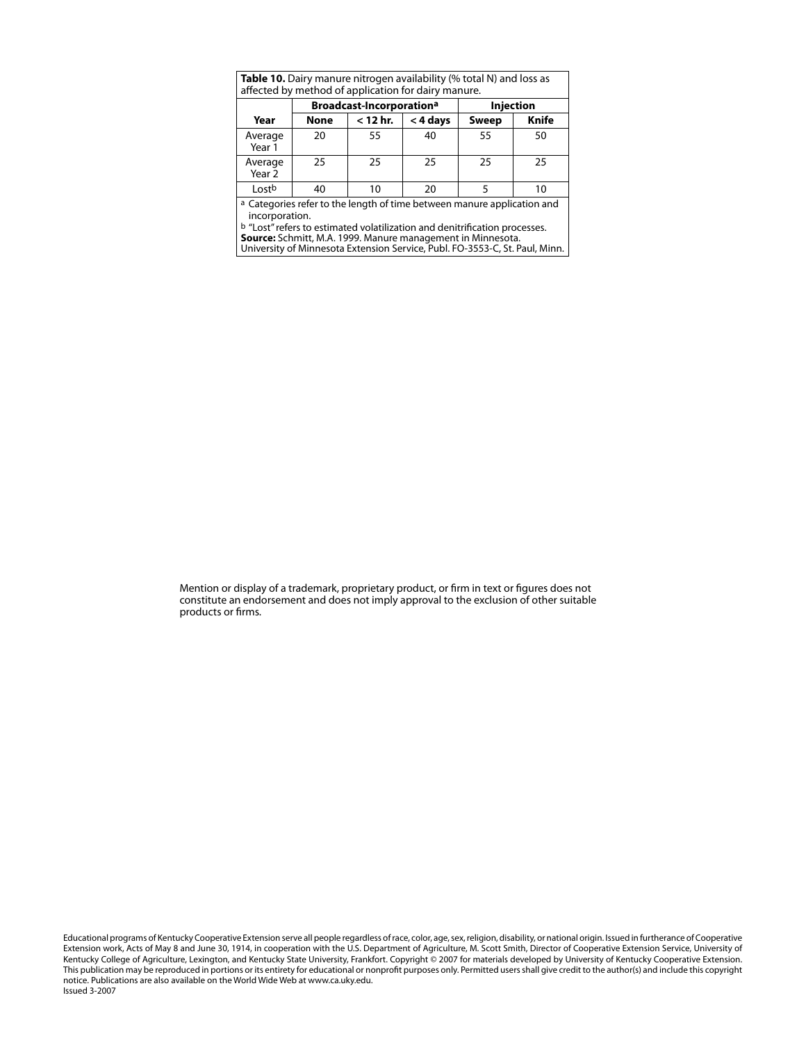**Table 10.** Dairy manure nitrogen availability (% total N) and loss as affected by method of application for dairy manure.

| | Broadcast-Incorporation[a] | | | Injection | |
|---|---|---|---|---|---|
| **Year** | **None** | **< 12 hr.** | **< 4 days** | **Sweep** | **Knife** |
| Average Year 1 | 20 | 55 | 40 | 55 | 50 |
| Average Year 2 | 25 | 25 | 25 | 25 | 25 |
| Lost[b] | 40 | 10 | 20 | 5 | 10 |

[a] Categories refer to the length of time between manure application and incorporation.

[b] "Lost" refers to estimated volatilization and denitrification processes.

**Source:** Schmitt, M.A. 1999. Manure management in Minnesota. University of Minnesota Extension Service, Publ. FO-3553-C, St. Paul, Minn.

Mention or display of a trademark, proprietary product, or firm in text or figures does not constitute an endorsement and does not imply approval to the exclusion of other suitable products or firms.

Educational programs of Kentucky Cooperative Extension serve all people regardless of race, color, age, sex, religion, disability, or national origin. Issued in furtherance of Cooperative Extension work, Acts of May 8 and June 30, 1914, in cooperation with the U.S. Department of Agriculture, M. Scott Smith, Director of Cooperative Extension Service, University of Kentucky College of Agriculture, Lexington, and Kentucky State University, Frankfort. Copyright © 2007 for materials developed by University of Kentucky Cooperative Extension. This publication may be reproduced in portions or its entirety for educational or nonprofit purposes only. Permitted users shall give credit to the author(s) and include this copyright notice. Publications are also available on the World Wide Web at www.ca.uky.edu.
Issued 3-2007